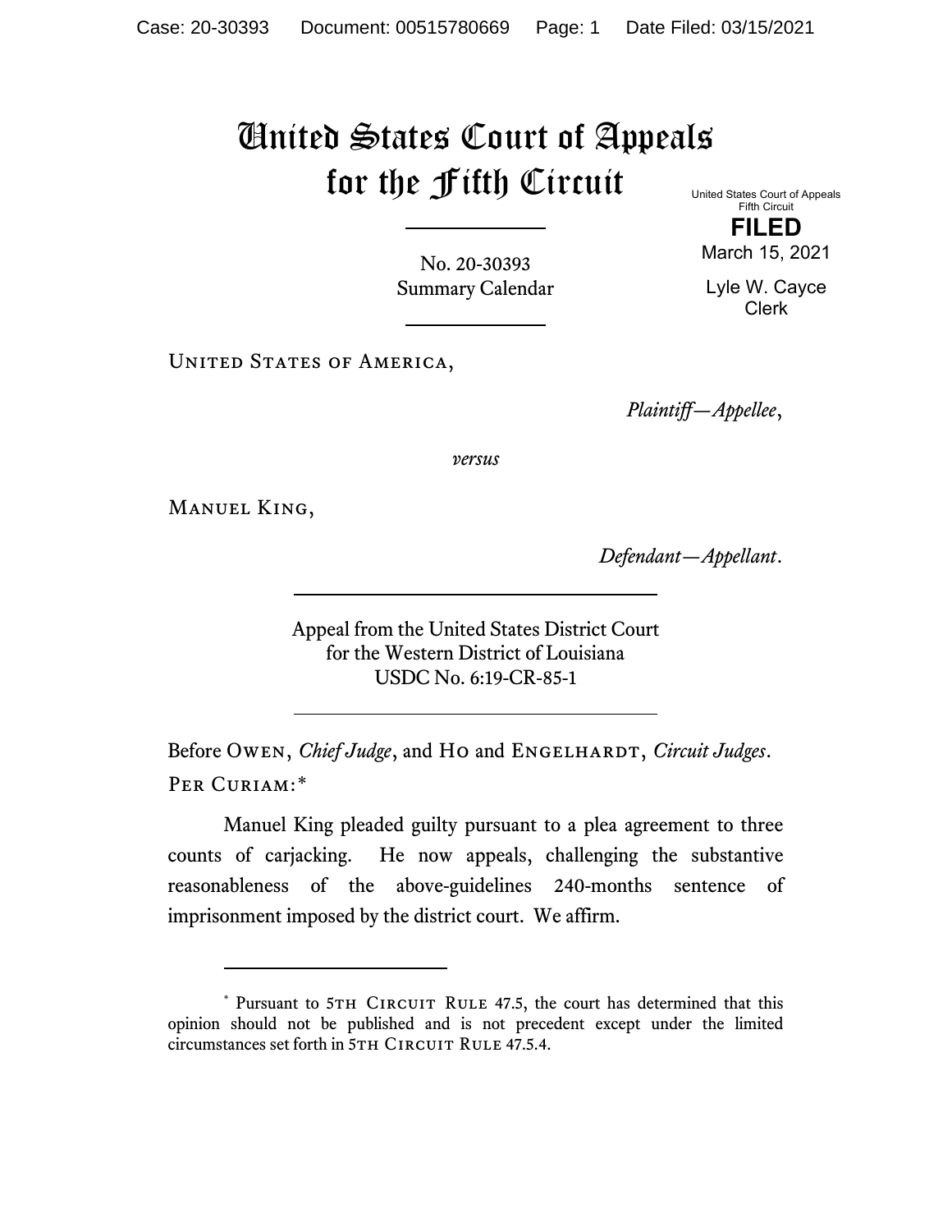# United States Court of Appeals for the Fifth Circuit

United States Court of Appeals
Fifth Circuit

**FILED**

March 15, 2021

Lyle W. Cayce
Clerk

No. 20-30393
Summary Calendar

---

United States of America,

*Plaintiff—Appellee*,

*versus*

Manuel King,

*Defendant—Appellant*.

---

Appeal from the United States District Court
for the Western District of Louisiana
USDC No. 6:19-CR-85-1

---

Before Owen, *Chief Judge*, and Ho and Engelhardt, *Circuit Judges*.

Per Curiam:*

Manuel King pleaded guilty pursuant to a plea agreement to three counts of carjacking. He now appeals, challenging the substantive reasonableness of the above-guidelines 240-months sentence of imprisonment imposed by the district court. We affirm.

---

* Pursuant to 5th Circuit Rule 47.5, the court has determined that this opinion should not be published and is not precedent except under the limited circumstances set forth in 5th Circuit Rule 47.5.4.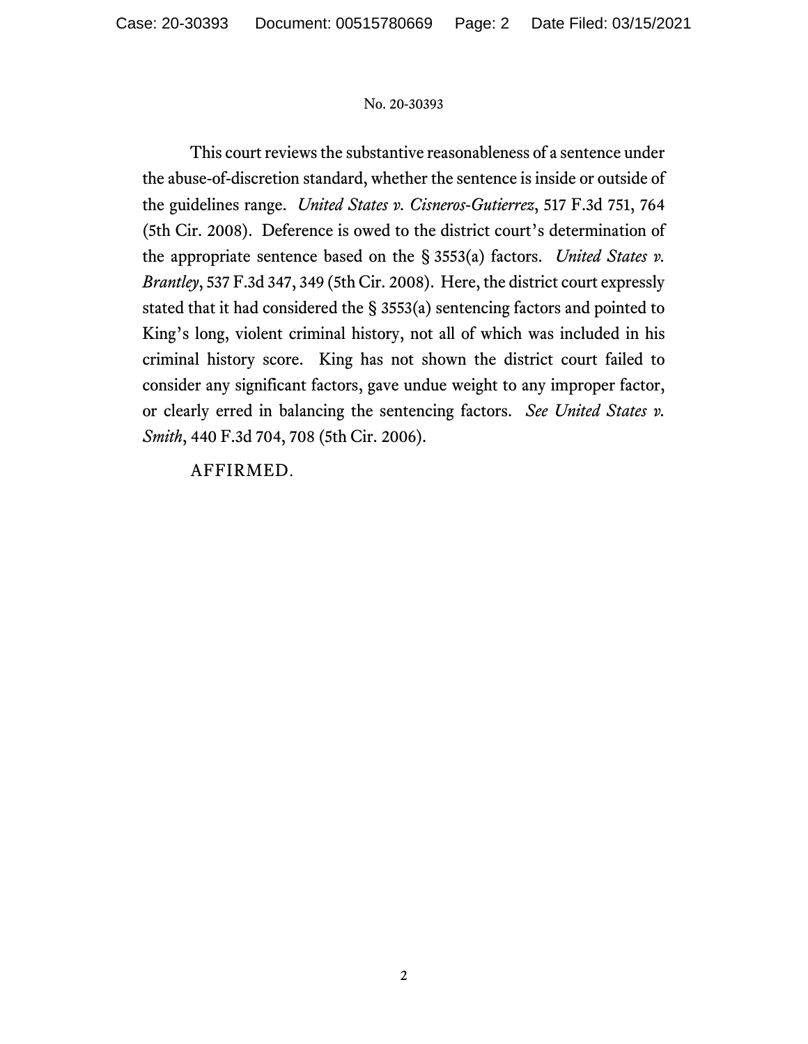This court reviews the substantive reasonableness of a sentence under the abuse-of-discretion standard, whether the sentence is inside or outside of the guidelines range. *United States v. Cisneros-Gutierrez*, 517 F.3d 751, 764 (5th Cir. 2008). Deference is owed to the district court's determination of the appropriate sentence based on the § 3553(a) factors. *United States v. Brantley*, 537 F.3d 347, 349 (5th Cir. 2008). Here, the district court expressly stated that it had considered the § 3553(a) sentencing factors and pointed to King's long, violent criminal history, not all of which was included in his criminal history score. King has not shown the district court failed to consider any significant factors, gave undue weight to any improper factor, or clearly erred in balancing the sentencing factors. *See United States v. Smith*, 440 F.3d 704, 708 (5th Cir. 2006).

AFFIRMED.